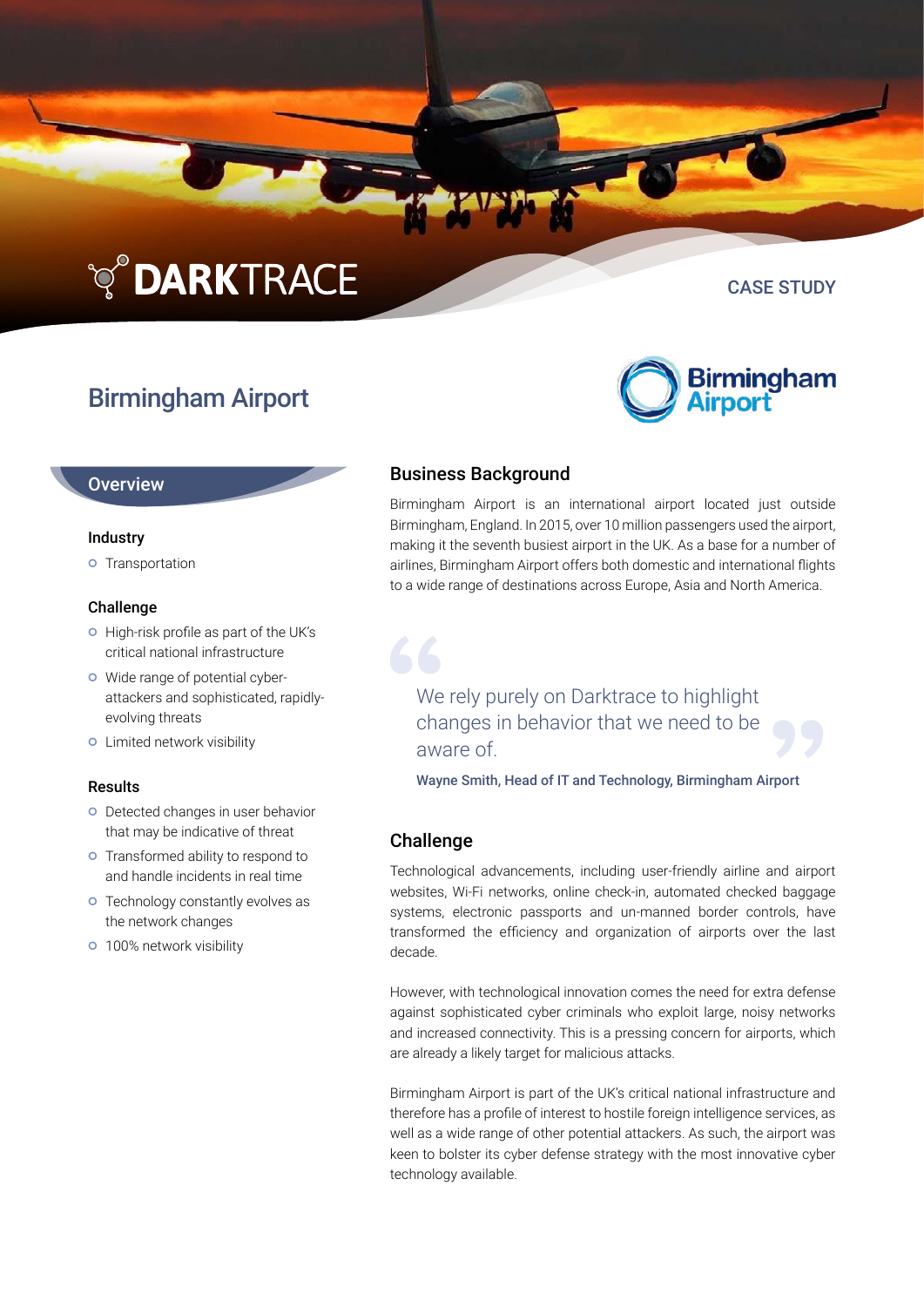DARKTRACE

CASE STUDY

# Birmingham Airport

## Overview

### Industry

- Transportation

### Challenge

- High-risk profile as part of the UK's critical national infrastructure
- Wide range of potential cyber-attackers and sophisticated, rapidly-evolving threats
- Limited network visibility

### Results

- Detected changes in user behavior that may be indicative of threat
- Transformed ability to respond to and handle incidents in real time
- Technology constantly evolves as the network changes
- 100% network visibility

## Business Background

Birmingham Airport is an international airport located just outside Birmingham, England. In 2015, over 10 million passengers used the airport, making it the seventh busiest airport in the UK. As a base for a number of airlines, Birmingham Airport offers both domestic and international flights to a wide range of destinations across Europe, Asia and North America.

> We rely purely on Darktrace to highlight changes in behavior that we need to be aware of.
>
> **Wayne Smith, Head of IT and Technology, Birmingham Airport**

## Challenge

Technological advancements, including user-friendly airline and airport websites, Wi-Fi networks, online check-in, automated checked baggage systems, electronic passports and un-manned border controls, have transformed the efficiency and organization of airports over the last decade.

However, with technological innovation comes the need for extra defense against sophisticated cyber criminals who exploit large, noisy networks and increased connectivity. This is a pressing concern for airports, which are already a likely target for malicious attacks.

Birmingham Airport is part of the UK's critical national infrastructure and therefore has a profile of interest to hostile foreign intelligence services, as well as a wide range of other potential attackers. As such, the airport was keen to bolster its cyber defense strategy with the most innovative cyber technology available.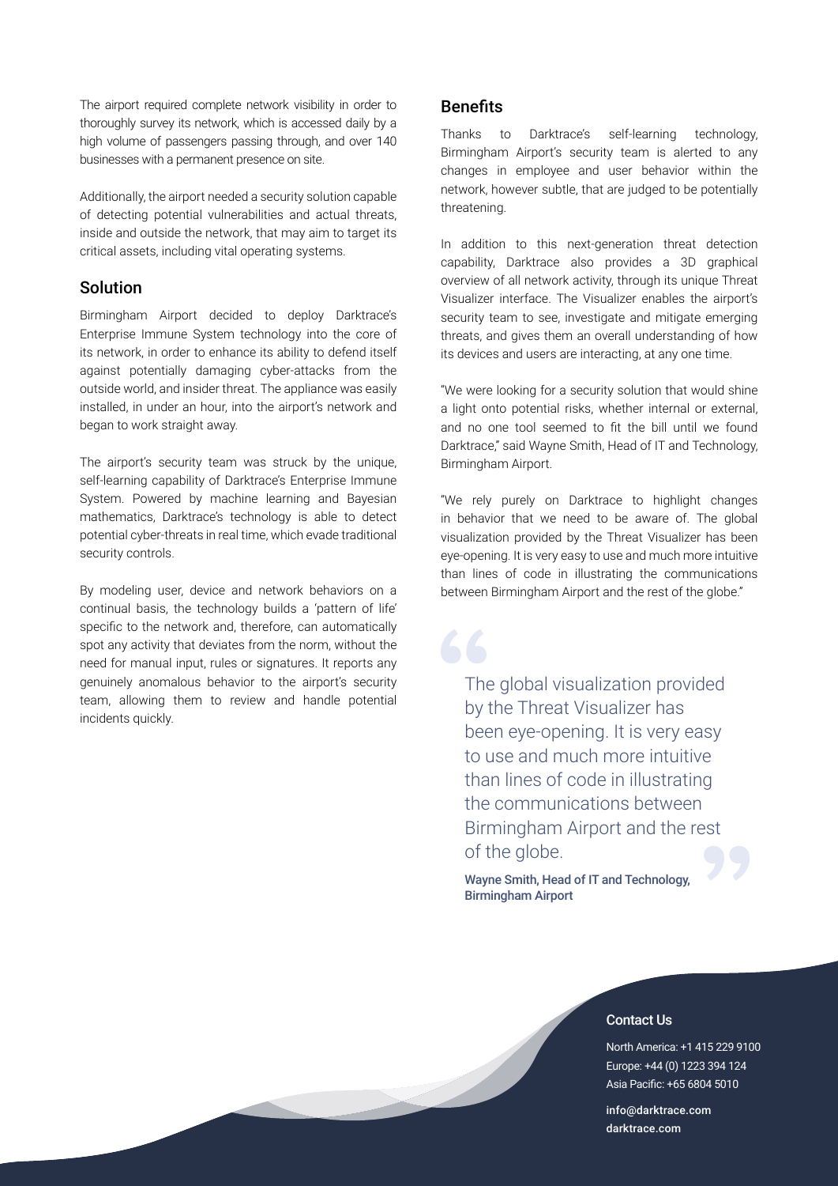The airport required complete network visibility in order to thoroughly survey its network, which is accessed daily by a high volume of passengers passing through, and over 140 businesses with a permanent presence on site.

Additionally, the airport needed a security solution capable of detecting potential vulnerabilities and actual threats, inside and outside the network, that may aim to target its critical assets, including vital operating systems.

## Solution

Birmingham Airport decided to deploy Darktrace's Enterprise Immune System technology into the core of its network, in order to enhance its ability to defend itself against potentially damaging cyber-attacks from the outside world, and insider threat. The appliance was easily installed, in under an hour, into the airport's network and began to work straight away.

The airport's security team was struck by the unique, self-learning capability of Darktrace's Enterprise Immune System. Powered by machine learning and Bayesian mathematics, Darktrace's technology is able to detect potential cyber-threats in real time, which evade traditional security controls.

By modeling user, device and network behaviors on a continual basis, the technology builds a 'pattern of life' specific to the network and, therefore, can automatically spot any activity that deviates from the norm, without the need for manual input, rules or signatures. It reports any genuinely anomalous behavior to the airport's security team, allowing them to review and handle potential incidents quickly.

## Benefits

Thanks to Darktrace's self-learning technology, Birmingham Airport's security team is alerted to any changes in employee and user behavior within the network, however subtle, that are judged to be potentially threatening.

In addition to this next-generation threat detection capability, Darktrace also provides a 3D graphical overview of all network activity, through its unique Threat Visualizer interface. The Visualizer enables the airport's security team to see, investigate and mitigate emerging threats, and gives them an overall understanding of how its devices and users are interacting, at any one time.

"We were looking for a security solution that would shine a light onto potential risks, whether internal or external, and no one tool seemed to fit the bill until we found Darktrace," said Wayne Smith, Head of IT and Technology, Birmingham Airport.

"We rely purely on Darktrace to highlight changes in behavior that we need to be aware of. The global visualization provided by the Threat Visualizer has been eye-opening. It is very easy to use and much more intuitive than lines of code in illustrating the communications between Birmingham Airport and the rest of the globe."

> The global visualization provided by the Threat Visualizer has been eye-opening. It is very easy to use and much more intuitive than lines of code in illustrating the communications between Birmingham Airport and the rest of the globe.
>
> **Wayne Smith, Head of IT and Technology, Birmingham Airport**

### Contact Us

North America: +1 415 229 9100
Europe: +44 (0) 1223 394 124
Asia Pacific: +65 6804 5010

info@darktrace.com
darktrace.com